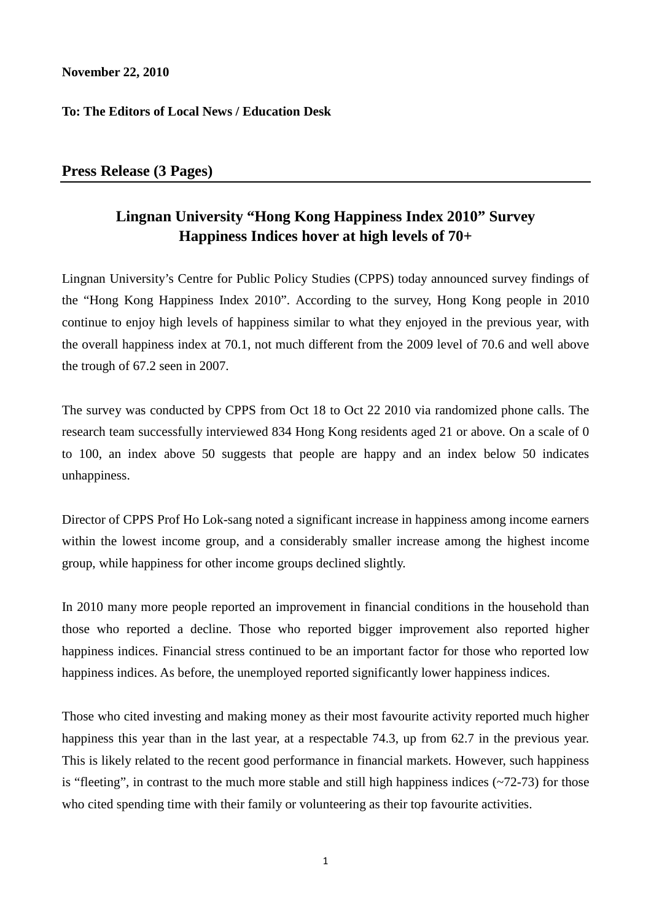**November 22, 2010**

**To: The Editors of Local News / Education Desk**

## Press Release (3 Pages)

# Lingnan University "Hong Kong Happiness Index 2010" Survey
# Happiness Indices hover at high levels of 70+

Lingnan University's Centre for Public Policy Studies (CPPS) today announced survey findings of the "Hong Kong Happiness Index 2010". According to the survey, Hong Kong people in 2010 continue to enjoy high levels of happiness similar to what they enjoyed in the previous year, with the overall happiness index at 70.1, not much different from the 2009 level of 70.6 and well above the trough of 67.2 seen in 2007.

The survey was conducted by CPPS from Oct 18 to Oct 22 2010 via randomized phone calls. The research team successfully interviewed 834 Hong Kong residents aged 21 or above. On a scale of 0 to 100, an index above 50 suggests that people are happy and an index below 50 indicates unhappiness.

Director of CPPS Prof Ho Lok-sang noted a significant increase in happiness among income earners within the lowest income group, and a considerably smaller increase among the highest income group, while happiness for other income groups declined slightly.

In 2010 many more people reported an improvement in financial conditions in the household than those who reported a decline. Those who reported bigger improvement also reported higher happiness indices. Financial stress continued to be an important factor for those who reported low happiness indices. As before, the unemployed reported significantly lower happiness indices.

Those who cited investing and making money as their most favourite activity reported much higher happiness this year than in the last year, at a respectable 74.3, up from 62.7 in the previous year. This is likely related to the recent good performance in financial markets. However, such happiness is "fleeting", in contrast to the much more stable and still high happiness indices (~72-73) for those who cited spending time with their family or volunteering as their top favourite activities.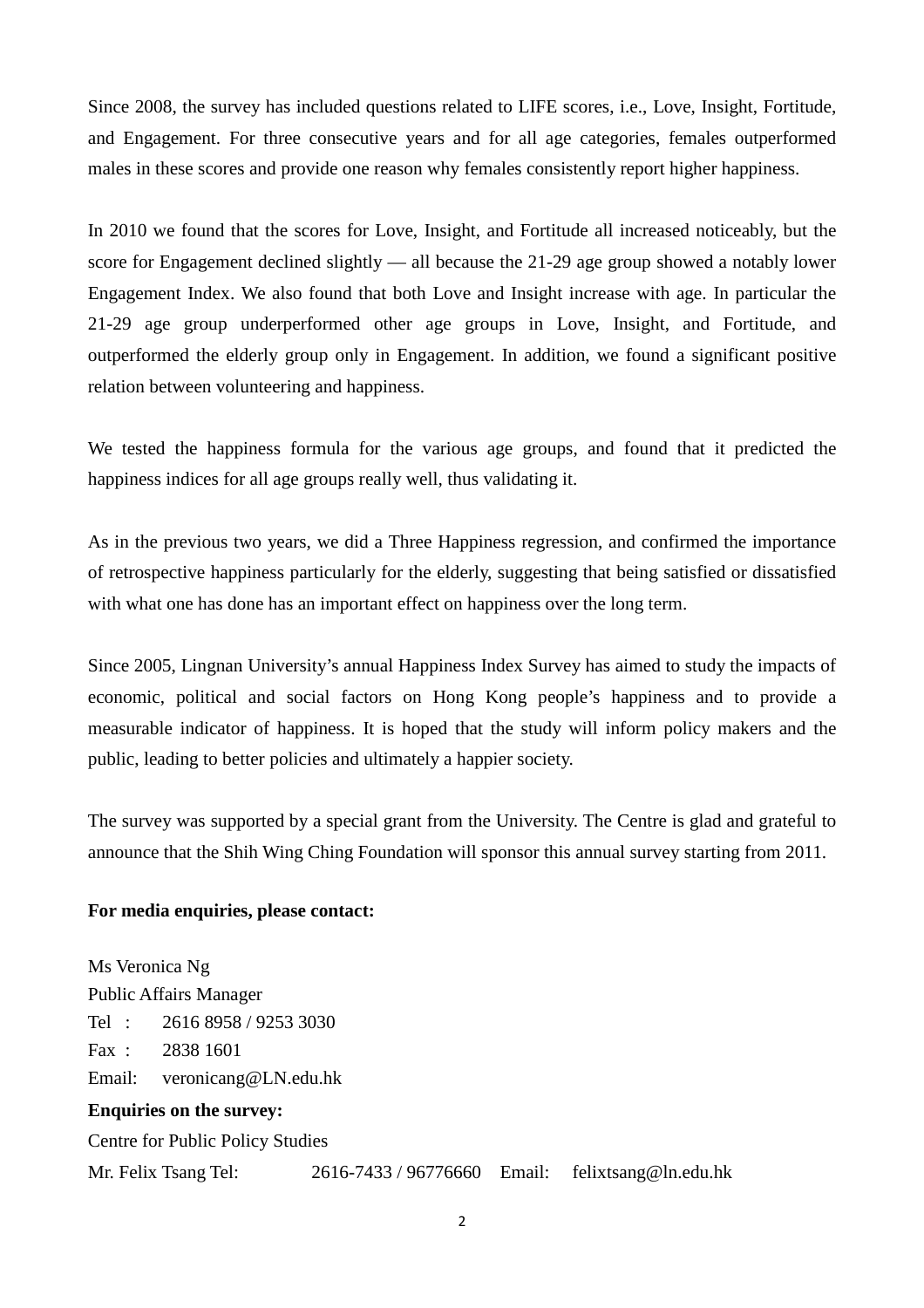Since 2008, the survey has included questions related to LIFE scores, i.e., Love, Insight, Fortitude, and Engagement. For three consecutive years and for all age categories, females outperformed males in these scores and provide one reason why females consistently report higher happiness.

In 2010 we found that the scores for Love, Insight, and Fortitude all increased noticeably, but the score for Engagement declined slightly — all because the 21-29 age group showed a notably lower Engagement Index. We also found that both Love and Insight increase with age. In particular the 21-29 age group underperformed other age groups in Love, Insight, and Fortitude, and outperformed the elderly group only in Engagement. In addition, we found a significant positive relation between volunteering and happiness.

We tested the happiness formula for the various age groups, and found that it predicted the happiness indices for all age groups really well, thus validating it.

As in the previous two years, we did a Three Happiness regression, and confirmed the importance of retrospective happiness particularly for the elderly, suggesting that being satisfied or dissatisfied with what one has done has an important effect on happiness over the long term.

Since 2005, Lingnan University's annual Happiness Index Survey has aimed to study the impacts of economic, political and social factors on Hong Kong people's happiness and to provide a measurable indicator of happiness. It is hoped that the study will inform policy makers and the public, leading to better policies and ultimately a happier society.

The survey was supported by a special grant from the University. The Centre is glad and grateful to announce that the Shih Wing Ching Foundation will sponsor this annual survey starting from 2011.

**For media enquiries, please contact:**

Ms Veronica Ng
Public Affairs Manager
Tel : 2616 8958 / 9253 3030
Fax : 2838 1601
Email: veronicang@LN.edu.hk

**Enquiries on the survey:**

Centre for Public Policy Studies
Mr. Felix Tsang Tel: 2616-7433 / 96776660 Email: felixtsang@ln.edu.hk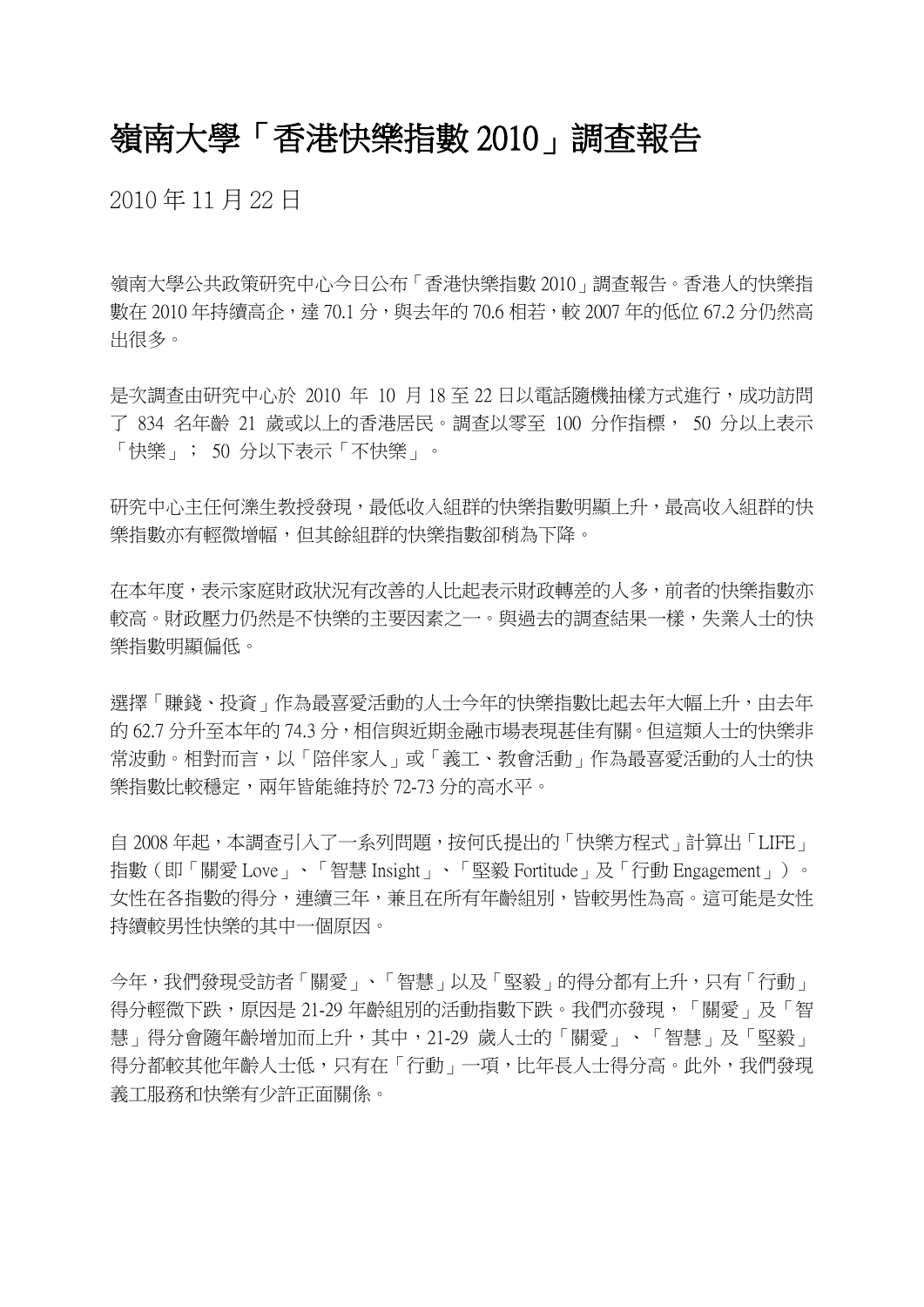# 嶺南大學「香港快樂指數 2010」調查報告

2010 年 11 月 22 日

嶺南大學公共政策研究中心今日公布「香港快樂指數 2010」調查報告。香港人的快樂指數在 2010 年持續高企，達 70.1 分，與去年的 70.6 相若，較 2007 年的低位 67.2 分仍然高出很多。

是次調查由研究中心於 2010 年 10 月 18 至 22 日以電話隨機抽樣方式進行，成功訪問了 834 名年齡 21 歲或以上的香港居民。調查以零至 100 分作指標， 50 分以上表示「快樂」； 50 分以下表示「不快樂」。

研究中心主任何濼生教授發現，最低收入組群的快樂指數明顯上升，最高收入組群的快樂指數亦有輕微增幅，但其餘組群的快樂指數卻稍為下降。

在本年度，表示家庭財政狀況有改善的人比起表示財政轉差的人多，前者的快樂指數亦較高。財政壓力仍然是不快樂的主要因素之一。與過去的調查結果一樣，失業人士的快樂指數明顯偏低。

選擇「賺錢、投資」作為最喜愛活動的人士今年的快樂指數比起去年大幅上升，由去年的 62.7 分升至本年的 74.3 分，相信與近期金融市場表現甚佳有關。但這類人士的快樂非常波動。相對而言，以「陪伴家人」或「義工、教會活動」作為最喜愛活動的人士的快樂指數比較穩定，兩年皆能維持於 72-73 分的高水平。

自 2008 年起，本調查引入了一系列問題，按何氏提出的「快樂方程式」計算出「LIFE」指數（即「關愛 Love」、「智慧 Insight」、「堅毅 Fortitude」及「行動 Engagement」）。女性在各指數的得分，連續三年，兼且在所有年齡組別，皆較男性為高。這可能是女性持續較男性快樂的其中一個原因。

今年，我們發現受訪者「關愛」、「智慧」以及「堅毅」的得分都有上升，只有「行動」得分輕微下跌，原因是 21-29 年齡組別的活動指數下跌。我們亦發現，「關愛」及「智慧」得分會隨年齡增加而上升，其中，21-29 歲人士的「關愛」、「智慧」及「堅毅」得分都較其他年齡人士低，只有在「行動」一項，比年長人士得分高。此外，我們發現義工服務和快樂有少許正面關係。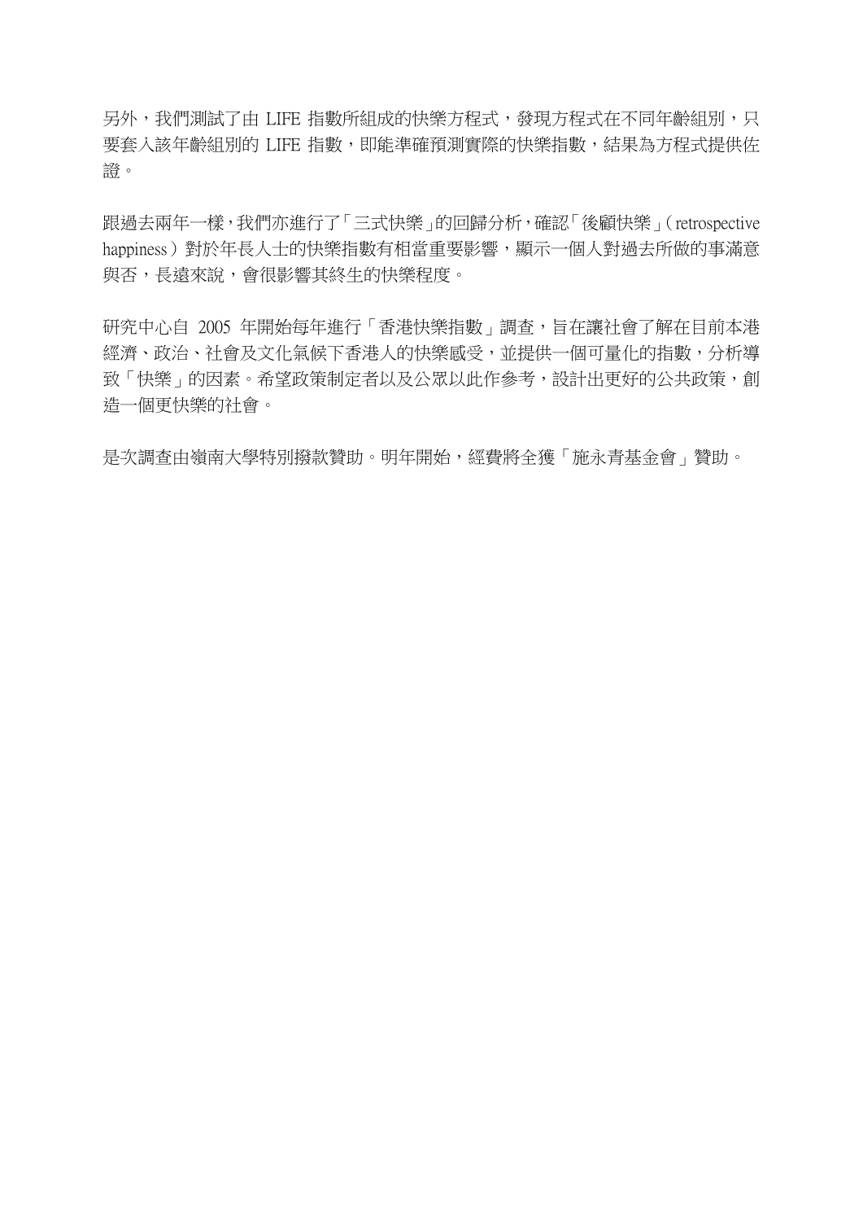另外，我們測試了由 LIFE 指數所組成的快樂方程式，發現方程式在不同年齡組別，只要套入該年齡組別的 LIFE 指數，即能準確預測實際的快樂指數，結果為方程式提供佐證。

跟過去兩年一樣，我們亦進行了「三式快樂」的回歸分析，確認「後顧快樂」（retrospective happiness）對於年長人士的快樂指數有相當重要影響，顯示一個人對過去所做的事滿意與否，長遠來說，會很影響其終生的快樂程度。

研究中心自 2005 年開始每年進行「香港快樂指數」調查，旨在讓社會了解在目前本港經濟、政治、社會及文化氣候下香港人的快樂感受，並提供一個可量化的指數，分析導致「快樂」的因素。希望政策制定者以及公眾以此作參考，設計出更好的公共政策，創造一個更快樂的社會。

是次調查由嶺南大學特別撥款贊助。明年開始，經費將全獲「施永青基金會」贊助。